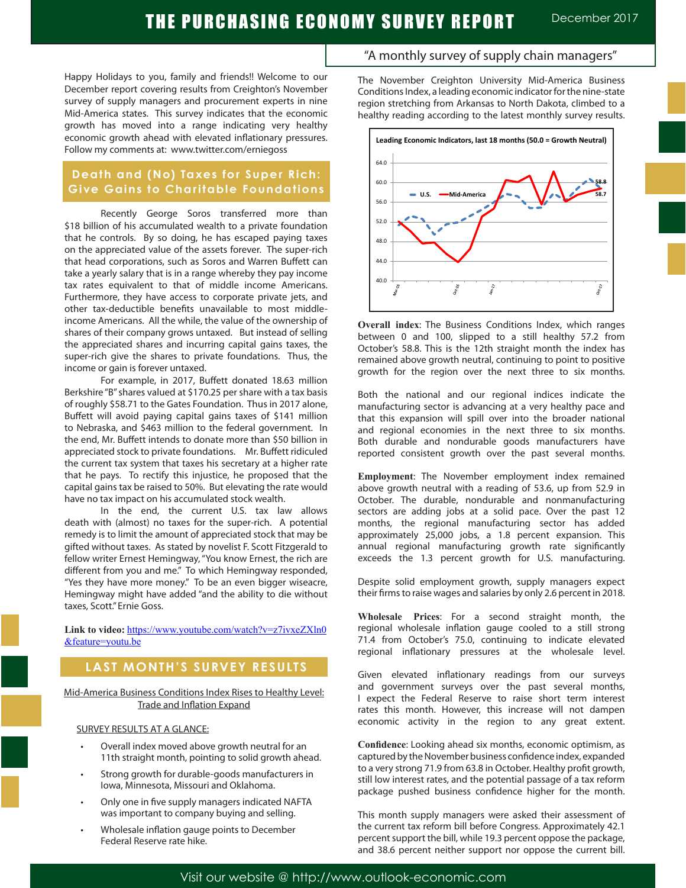# THE PURCHASING ECONOMY SURVEY REPORT

December 2017

"A monthly survey of supply chain managers"

Happy Holidays to you, family and friends!! Welcome to our December report covering results from Creighton's November survey of supply managers and procurement experts in nine Mid-America states. This survey indicates that the economic growth has moved into a range indicating very healthy economic growth ahead with elevated inflationary pressures. Follow my comments at: www.twitter.com/erniegoss

## Death and (No) Taxes for Super Rich: Give Gains to Charitable Foundations

Recently George Soros transferred more than $18 billion of his accumulated wealth to a private foundation that he controls. By so doing, he has escaped paying taxes on the appreciated value of the assets forever. The super-rich that head corporations, such as Soros and Warren Buffett can take a yearly salary that is in a range whereby they pay income tax rates equivalent to that of middle income Americans. Furthermore, they have access to corporate private jets, and other tax-deductible benefits unavailable to most middle-income Americans. All the while, the value of the ownership of shares of their company grows untaxed. But instead of selling the appreciated shares and incurring capital gains taxes, the super-rich give the shares to private foundations. Thus, the income or gain is forever untaxed.

For example, in 2017, Buffett donated 18.63 million Berkshire "B" shares valued at $170.25 per share with a tax basis of roughly $58.71 to the Gates Foundation. Thus in 2017 alone, Buffett will avoid paying capital gains taxes of $141 million to Nebraska, and $463 million to the federal government. In the end, Mr. Buffett intends to donate more than $50 billion in appreciated stock to private foundations. Mr. Buffett ridiculed the current tax system that taxes his secretary at a higher rate that he pays. To rectify this injustice, he proposed that the capital gains tax be raised to 50%. But elevating the rate would have no tax impact on his accumulated stock wealth.

In the end, the current U.S. tax law allows death with (almost) no taxes for the super-rich. A potential remedy is to limit the amount of appreciated stock that may be gifted without taxes. As stated by novelist F. Scott Fitzgerald to fellow writer Ernest Hemingway, "You know Ernest, the rich are different from you and me." To which Hemingway responded, "Yes they have more money." To be an even bigger wiseacre, Hemingway might have added "and the ability to die without taxes, Scott." Ernie Goss.

**Link to video:** https://www.youtube.com/watch?v=z7ivxeZXln0&feature=youtu.be

## LAST MONTH'S SURVEY RESULTS

Mid-America Business Conditions Index Rises to Healthy Level: Trade and Inflation Expand

SURVEY RESULTS AT A GLANCE:

- Overall index moved above growth neutral for an 11th straight month, pointing to solid growth ahead.
- Strong growth for durable-goods manufacturers in Iowa, Minnesota, Missouri and Oklahoma.
- Only one in five supply managers indicated NAFTA was important to company buying and selling.
- Wholesale inflation gauge points to December Federal Reserve rate hike.

The November Creighton University Mid-America Business Conditions Index, a leading economic indicator for the nine-state region stretching from Arkansas to North Dakota, climbed to a healthy reading according to the latest monthly survey results.

**Leading Economic Indicators, last 18 months (50.0 = Growth Neutral)**

(Chart: U.S. and Mid-America series, Mar-16 to Oct-17; latest values U.S. 58.8, Mid-America 58.7)

**Overall index**: The Business Conditions Index, which ranges between 0 and 100, slipped to a still healthy 57.2 from October's 58.8. This is the 12th straight month the index has remained above growth neutral, continuing to point to positive growth for the region over the next three to six months.

Both the national and our regional indices indicate the manufacturing sector is advancing at a very healthy pace and that this expansion will spill over into the broader national and regional economies in the next three to six months. Both durable and nondurable goods manufacturers have reported consistent growth over the past several months.

**Employment**: The November employment index remained above growth neutral with a reading of 53.6, up from 52.9 in October. The durable, nondurable and nonmanufacturing sectors are adding jobs at a solid pace. Over the past 12 months, the regional manufacturing sector has added approximately 25,000 jobs, a 1.8 percent expansion. This annual regional manufacturing growth rate significantly exceeds the 1.3 percent growth for U.S. manufacturing.

Despite solid employment growth, supply managers expect their firms to raise wages and salaries by only 2.6 percent in 2018.

**Wholesale Prices**: For a second straight month, the regional wholesale inflation gauge cooled to a still strong 71.4 from October's 75.0, continuing to indicate elevated regional inflationary pressures at the wholesale level.

Given elevated inflationary readings from our surveys and government surveys over the past several months, I expect the Federal Reserve to raise short term interest rates this month. However, this increase will not dampen economic activity in the region to any great extent.

**Confidence**: Looking ahead six months, economic optimism, as captured by the November business confidence index, expanded to a very strong 71.9 from 63.8 in October. Healthy profit growth, still low interest rates, and the potential passage of a tax reform package pushed business confidence higher for the month.

This month supply managers were asked their assessment of the current tax reform bill before Congress. Approximately 42.1 percent support the bill, while 19.3 percent oppose the package, and 38.6 percent neither support nor oppose the current bill.

Visit our website @ http://www.outlook-economic.com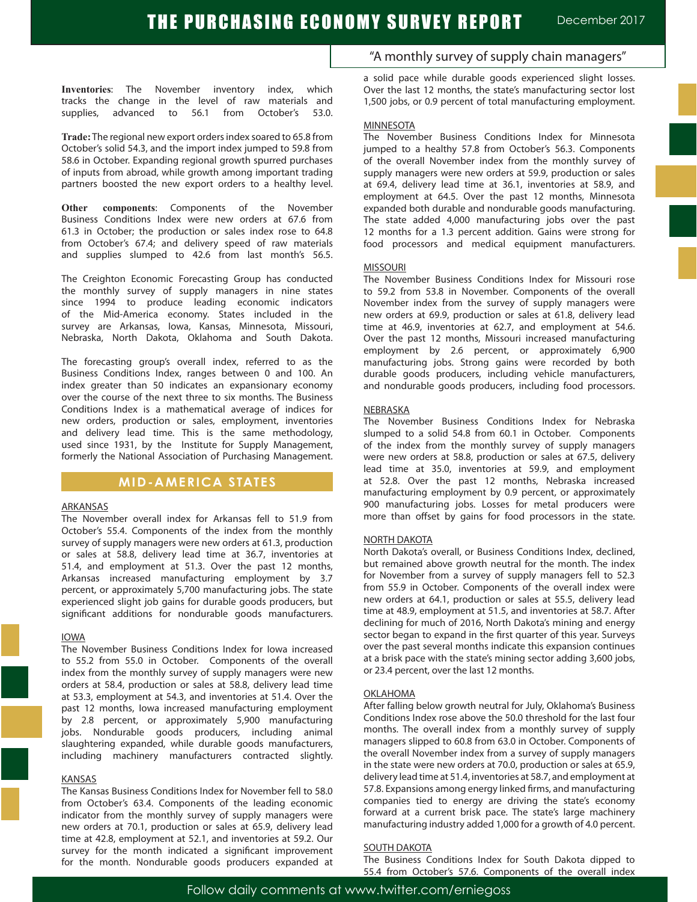**Inventories**: The November inventory index, which tracks the change in the level of raw materials and supplies, advanced to 56.1 from October's 53.0.

**Trade:** The regional new export orders index soared to 65.8 from October's solid 54.3, and the import index jumped to 59.8 from 58.6 in October. Expanding regional growth spurred purchases of inputs from abroad, while growth among important trading partners boosted the new export orders to a healthy level.

**Other components**: Components of the November Business Conditions Index were new orders at 67.6 from 61.3 in October; the production or sales index rose to 64.8 from October's 67.4; and delivery speed of raw materials and supplies slumped to 42.6 from last month's 56.5.

The Creighton Economic Forecasting Group has conducted the monthly survey of supply managers in nine states since 1994 to produce leading economic indicators of the Mid-America economy. States included in the survey are Arkansas, Iowa, Kansas, Minnesota, Missouri, Nebraska, North Dakota, Oklahoma and South Dakota.

The forecasting group's overall index, referred to as the Business Conditions Index, ranges between 0 and 100. An index greater than 50 indicates an expansionary economy over the course of the next three to six months. The Business Conditions Index is a mathematical average of indices for new orders, production or sales, employment, inventories and delivery lead time. This is the same methodology, used since 1931, by the Institute for Supply Management, formerly the National Association of Purchasing Management.

## MID-AMERICA STATES

### ARKANSAS

The November overall index for Arkansas fell to 51.9 from October's 55.4. Components of the index from the monthly survey of supply managers were new orders at 61.3, production or sales at 58.8, delivery lead time at 36.7, inventories at 51.4, and employment at 51.3. Over the past 12 months, Arkansas increased manufacturing employment by 3.7 percent, or approximately 5,700 manufacturing jobs. The state experienced slight job gains for durable goods producers, but significant additions for nondurable goods manufacturers.

### IOWA

The November Business Conditions Index for Iowa increased to 55.2 from 55.0 in October. Components of the overall index from the monthly survey of supply managers were new orders at 58.4, production or sales at 58.8, delivery lead time at 53.3, employment at 54.3, and inventories at 51.4. Over the past 12 months, Iowa increased manufacturing employment by 2.8 percent, or approximately 5,900 manufacturing jobs. Nondurable goods producers, including animal slaughtering expanded, while durable goods manufacturers, including machinery manufacturers contracted slightly.

### KANSAS

The Kansas Business Conditions Index for November fell to 58.0 from October's 63.4. Components of the leading economic indicator from the monthly survey of supply managers were new orders at 70.1, production or sales at 65.9, delivery lead time at 42.8, employment at 52.1, and inventories at 59.2. Our survey for the month indicated a significant improvement for the month. Nondurable goods producers expanded at a solid pace while durable goods experienced slight losses. Over the last 12 months, the state's manufacturing sector lost 1,500 jobs, or 0.9 percent of total manufacturing employment.

### MINNESOTA

The November Business Conditions Index for Minnesota jumped to a healthy 57.8 from October's 56.3. Components of the overall November index from the monthly survey of supply managers were new orders at 59.9, production or sales at 69.4, delivery lead time at 36.1, inventories at 58.9, and employment at 64.5. Over the past 12 months, Minnesota expanded both durable and nondurable goods manufacturing. The state added 4,000 manufacturing jobs over the past 12 months for a 1.3 percent addition. Gains were strong for food processors and medical equipment manufacturers.

### MISSOURI

The November Business Conditions Index for Missouri rose to 59.2 from 53.8 in November. Components of the overall November index from the survey of supply managers were new orders at 69.9, production or sales at 61.8, delivery lead time at 46.9, inventories at 62.7, and employment at 54.6. Over the past 12 months, Missouri increased manufacturing employment by 2.6 percent, or approximately 6,900 manufacturing jobs. Strong gains were recorded by both durable goods producers, including vehicle manufacturers, and nondurable goods producers, including food processors.

### NEBRASKA

The November Business Conditions Index for Nebraska slumped to a solid 54.8 from 60.1 in October. Components of the index from the monthly survey of supply managers were new orders at 58.8, production or sales at 67.5, delivery lead time at 35.0, inventories at 59.9, and employment at 52.8. Over the past 12 months, Nebraska increased manufacturing employment by 0.9 percent, or approximately 900 manufacturing jobs. Losses for metal producers were more than offset by gains for food processors in the state.

### NORTH DAKOTA

North Dakota's overall, or Business Conditions Index, declined, but remained above growth neutral for the month. The index for November from a survey of supply managers fell to 52.3 from 55.9 in October. Components of the overall index were new orders at 64.1, production or sales at 55.5, delivery lead time at 48.9, employment at 51.5, and inventories at 58.7. After declining for much of 2016, North Dakota's mining and energy sector began to expand in the first quarter of this year. Surveys over the past several months indicate this expansion continues at a brisk pace with the state's mining sector adding 3,600 jobs, or 23.4 percent, over the last 12 months.

### OKLAHOMA

After falling below growth neutral for July, Oklahoma's Business Conditions Index rose above the 50.0 threshold for the last four months. The overall index from a monthly survey of supply managers slipped to 60.8 from 63.0 in October. Components of the overall November index from a survey of supply managers in the state were new orders at 70.0, production or sales at 65.9, delivery lead time at 51.4, inventories at 58.7, and employment at 57.8. Expansions among energy linked firms, and manufacturing companies tied to energy are driving the state's economy forward at a current brisk pace. The state's large machinery manufacturing industry added 1,000 for a growth of 4.0 percent.

### SOUTH DAKOTA

The Business Conditions Index for South Dakota dipped to 55.4 from October's 57.6. Components of the overall index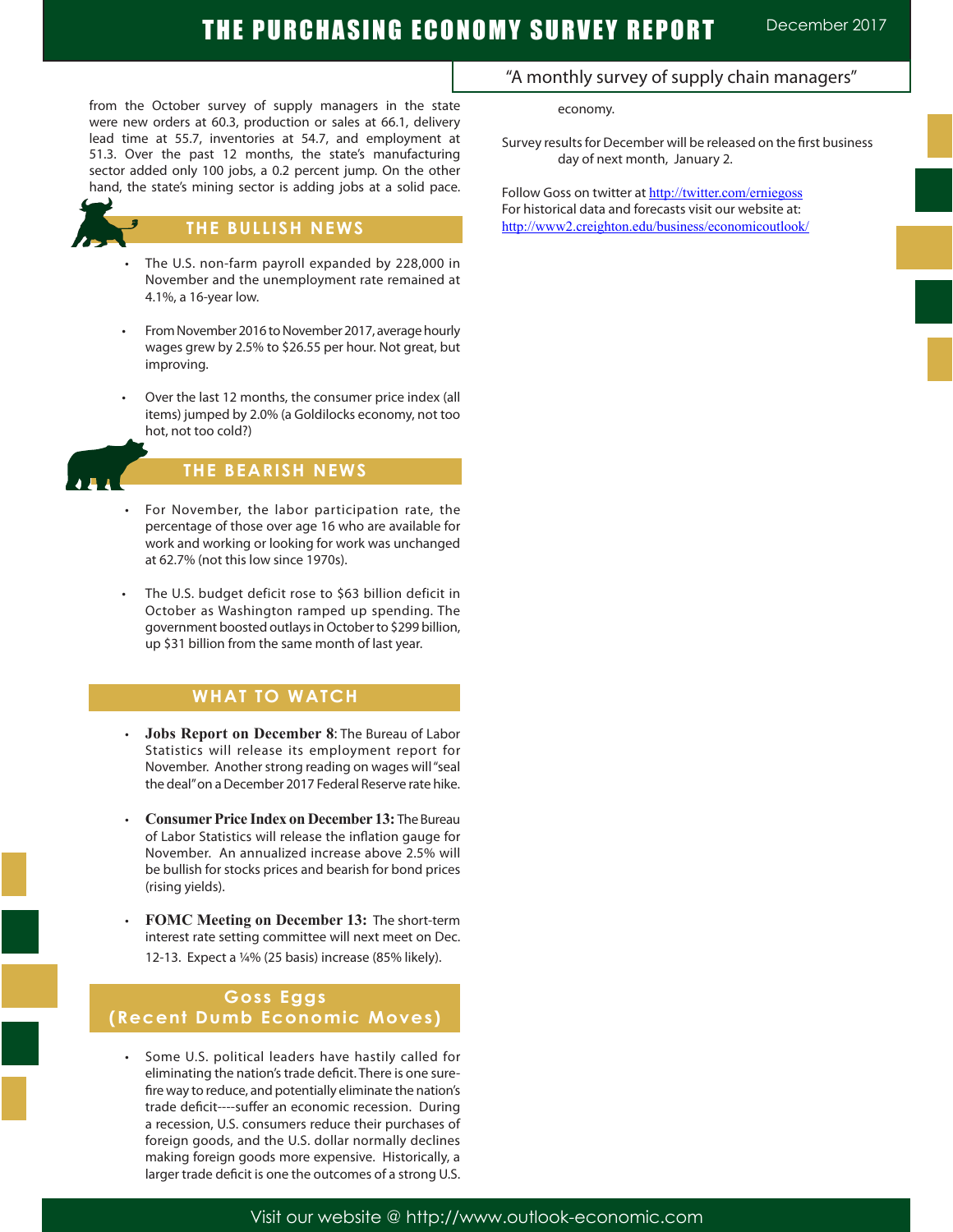from the October survey of supply managers in the state were new orders at 60.3, production or sales at 66.1, delivery lead time at 55.7, inventories at 54.7, and employment at 51.3. Over the past 12 months, the state's manufacturing sector added only 100 jobs, a 0.2 percent jump. On the other hand, the state's mining sector is adding jobs at a solid pace.

## THE BULLISH NEWS

- The U.S. non-farm payroll expanded by 228,000 in November and the unemployment rate remained at 4.1%, a 16-year low.
- From November 2016 to November 2017, average hourly wages grew by 2.5% to $26.55 per hour. Not great, but improving.
- Over the last 12 months, the consumer price index (all items) jumped by 2.0% (a Goldilocks economy, not too hot, not too cold?)

## THE BEARISH NEWS

- For November, the labor participation rate, the percentage of those over age 16 who are available for work and working or looking for work was unchanged at 62.7% (not this low since 1970s).
- The U.S. budget deficit rose to $63 billion deficit in October as Washington ramped up spending. The government boosted outlays in October to $299 billion, up $31 billion from the same month of last year.

## WHAT TO WATCH

- **Jobs Report on December 8**: The Bureau of Labor Statistics will release its employment report for November. Another strong reading on wages will "seal the deal" on a December 2017 Federal Reserve rate hike.
- **Consumer Price Index on December 13:** The Bureau of Labor Statistics will release the inflation gauge for November. An annualized increase above 2.5% will be bullish for stocks prices and bearish for bond prices (rising yields).
- **FOMC Meeting on December 13:** The short-term interest rate setting committee will next meet on Dec. 12-13. Expect a ¼% (25 basis) increase (85% likely).

## Goss Eggs (Recent Dumb Economic Moves)

- Some U.S. political leaders have hastily called for eliminating the nation's trade deficit. There is one sure-fire way to reduce, and potentially eliminate the nation's trade deficit----suffer an economic recession. During a recession, U.S. consumers reduce their purchases of foreign goods, and the U.S. dollar normally declines making foreign goods more expensive. Historically, a larger trade deficit is one the outcomes of a strong U.S. economy.

Survey results for December will be released on the first business day of next month, January 2.

Follow Goss on twitter at http://twitter.com/erniegoss
For historical data and forecasts visit our website at:
http://www2.creighton.edu/business/economicoutlook/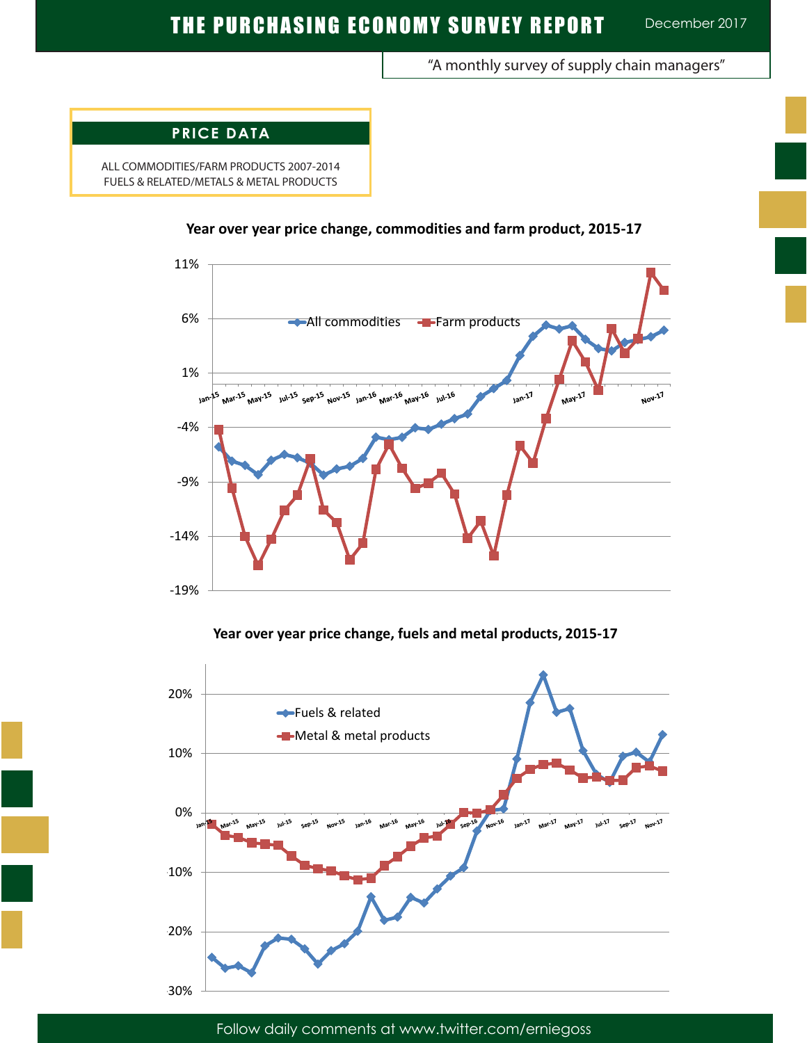# THE PURCHASING ECONOMY SURVEY REPORT

December 2017

"A monthly survey of supply chain managers"

## PRICE DATA

ALL COMMODITIES/FARM PRODUCTS 2007-2014
FUELS & RELATED/METALS & METAL PRODUCTS

**Year over year price change, commodities and farm product, 2015-17**

11%
6%
1%
-4%
-9%
-14%
-19%

All commodities
Farm products

Jan-15 Mar-15 May-15 Jul-15 Sep-15 Nov-15 Jan-16 Mar-16 May-16 Jul-16 Jan-17 May-17 Nov-17

**Year over year price change, fuels and metal products, 2015-17**

20%
10%
0%
10%
20%
30%

Fuels & related
Metal & metal products

Jan-15 Mar-15 May-15 Jul-15 Sep-15 Nov-15 Jan-16 Mar-16 May-16 Jul-16 Sep-16 Nov-16 Jan-17 Mar-17 May-17 Jul-17 Sep-17 Nov-17

Follow daily comments at www.twitter.com/erniegoss